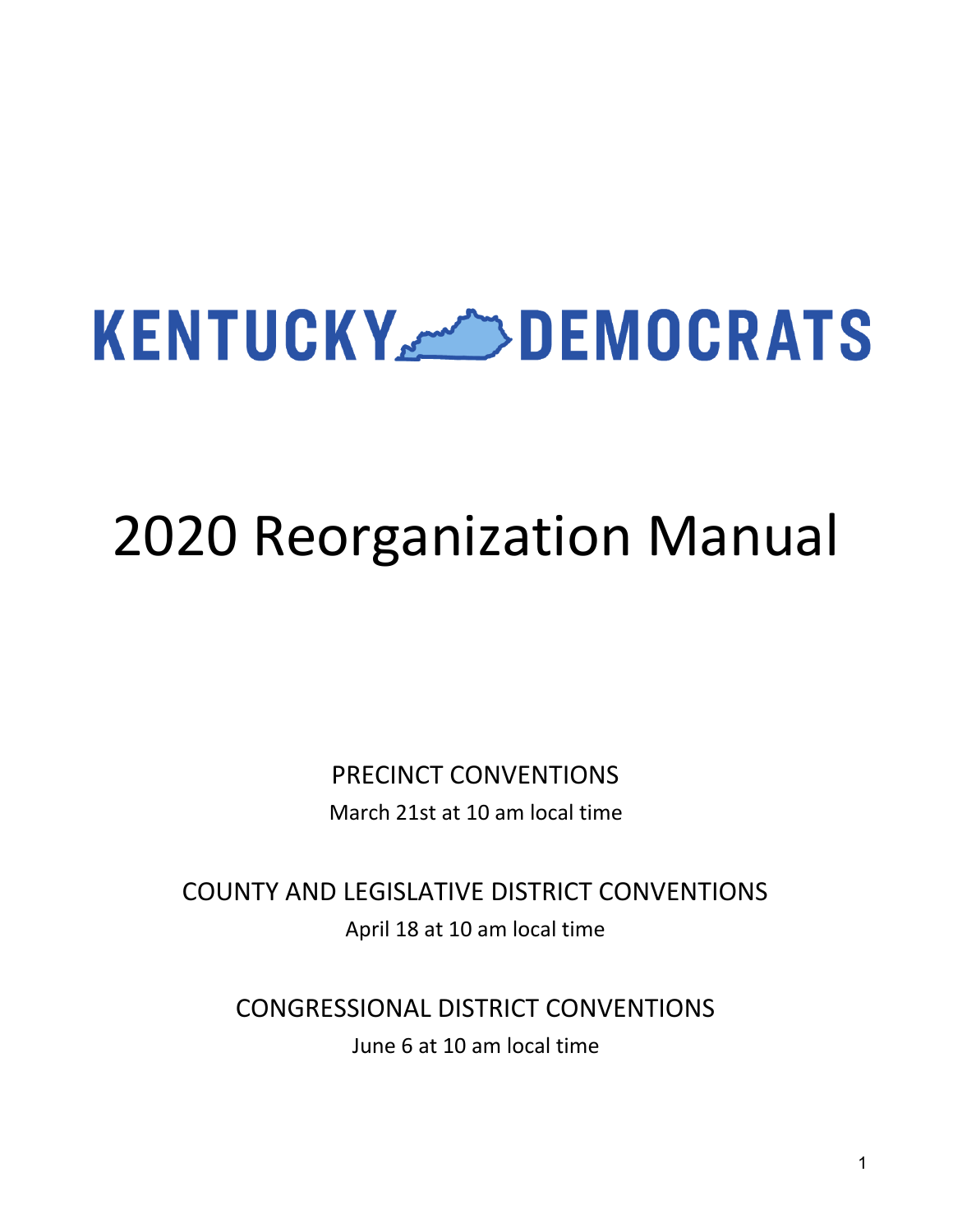# KENTUCKY DEMOCRATS

# 2020 Reorganization Manual

PRECINCT CONVENTIONS

March 21st at 10 am local time

COUNTY AND LEGISLATIVE DISTRICT CONVENTIONS

April 18 at 10 am local time

CONGRESSIONAL DISTRICT CONVENTIONS

June 6 at 10 am local time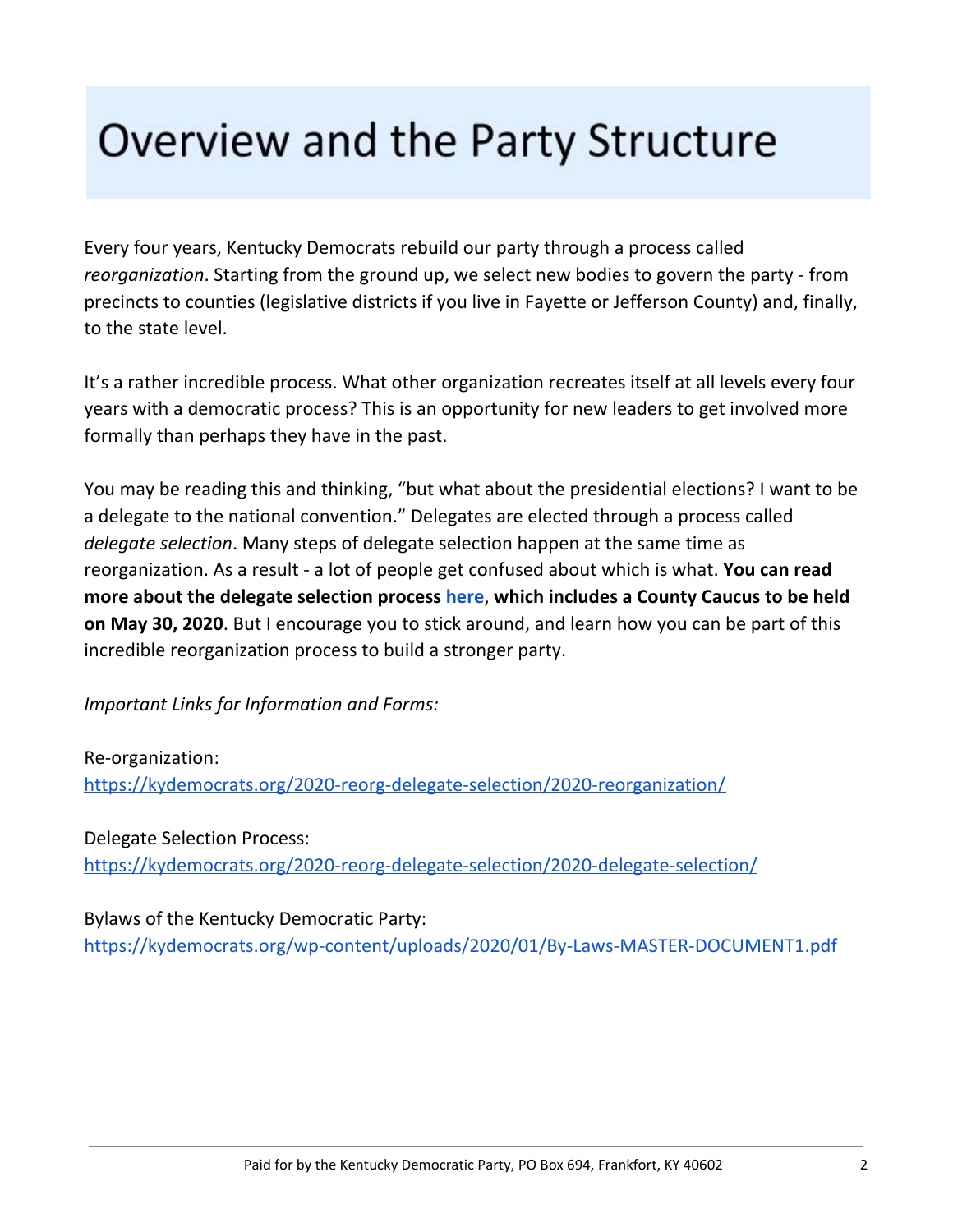# Overview and the Party Structure

Every four years, Kentucky Democrats rebuild our party through a process called *reorganization*. Starting from the ground up, we select new bodies to govern the party - from precincts to counties (legislative districts if you live in Fayette or Jefferson County) and, finally, to the state level.

It's a rather incredible process. What other organization recreates itself at all levels every four years with a democratic process? This is an opportunity for new leaders to get involved more formally than perhaps they have in the past.

You may be reading this and thinking, "but what about the presidential elections? I want to be a delegate to the national convention." Delegates are elected through a process called *delegate selection*. Many steps of delegate selection happen at the same time as reorganization. As a result - a lot of people get confused about which is what. **You can read more about the delegate selection process [here](https://kydemocrats.org/2020-reorg-delegate-selection/2020-delegate-selection/), which includes a County Caucus to be held on May 30, 2020**. But I encourage you to stick around, and learn how you can be part of this incredible reorganization process to build a stronger party.

*Important Links for Information and Forms:*

Re-organization:
https://kydemocrats.org/2020-reorg-delegate-selection/2020-reorganization/

Delegate Selection Process:
https://kydemocrats.org/2020-reorg-delegate-selection/2020-delegate-selection/

Bylaws of the Kentucky Democratic Party:
https://kydemocrats.org/wp-content/uploads/2020/01/By-Laws-MASTER-DOCUMENT1.pdf

Paid for by the Kentucky Democratic Party, PO Box 694, Frankfort, KY 40602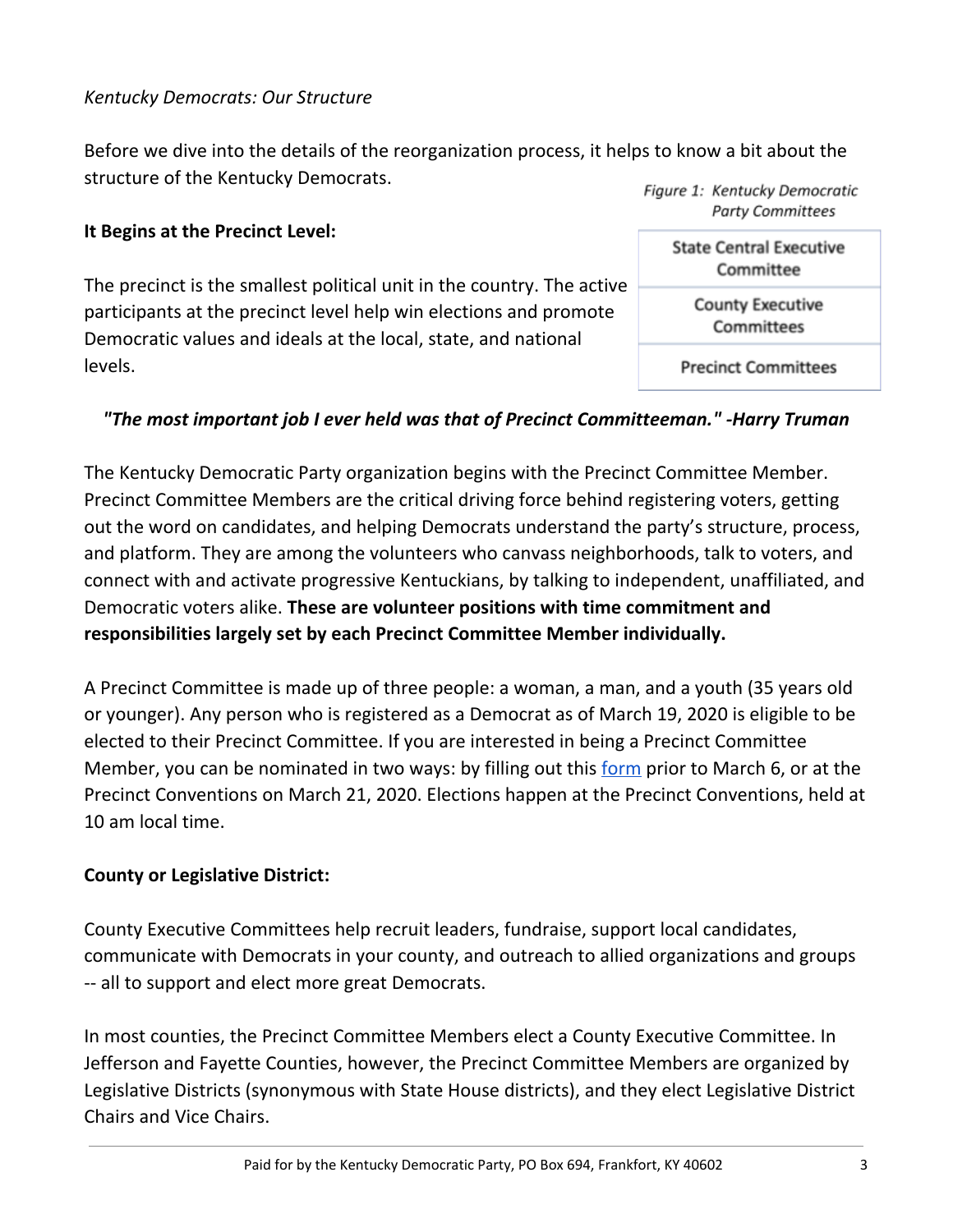*Kentucky Democrats: Our Structure*

Before we dive into the details of the reorganization process, it helps to know a bit about the structure of the Kentucky Democrats.

**It Begins at the Precinct Level:**

The precinct is the smallest political unit in the country. The active participants at the precinct level help win elections and promote Democratic values and ideals at the local, state, and national levels.

*Figure 1: Kentucky Democratic Party Committees*

| State Central Executive Committee |
|---|
| County Executive Committees |
| Precinct Committees |

***"The most important job I ever held was that of Precinct Committeeman." -Harry Truman***

The Kentucky Democratic Party organization begins with the Precinct Committee Member. Precinct Committee Members are the critical driving force behind registering voters, getting out the word on candidates, and helping Democrats understand the party's structure, process, and platform. They are among the volunteers who canvass neighborhoods, talk to voters, and connect with and activate progressive Kentuckians, by talking to independent, unaffiliated, and Democratic voters alike. **These are volunteer positions with time commitment and responsibilities largely set by each Precinct Committee Member individually.**

A Precinct Committee is made up of three people: a woman, a man, and a youth (35 years old or younger). Any person who is registered as a Democrat as of March 19, 2020 is eligible to be elected to their Precinct Committee. If you are interested in being a Precinct Committee Member, you can be nominated in two ways: by filling out this form prior to March 6, or at the Precinct Conventions on March 21, 2020. Elections happen at the Precinct Conventions, held at 10 am local time.

**County or Legislative District:**

County Executive Committees help recruit leaders, fundraise, support local candidates, communicate with Democrats in your county, and outreach to allied organizations and groups -- all to support and elect more great Democrats.

In most counties, the Precinct Committee Members elect a County Executive Committee. In Jefferson and Fayette Counties, however, the Precinct Committee Members are organized by Legislative Districts (synonymous with State House districts), and they elect Legislative District Chairs and Vice Chairs.

Paid for by the Kentucky Democratic Party, PO Box 694, Frankfort, KY 40602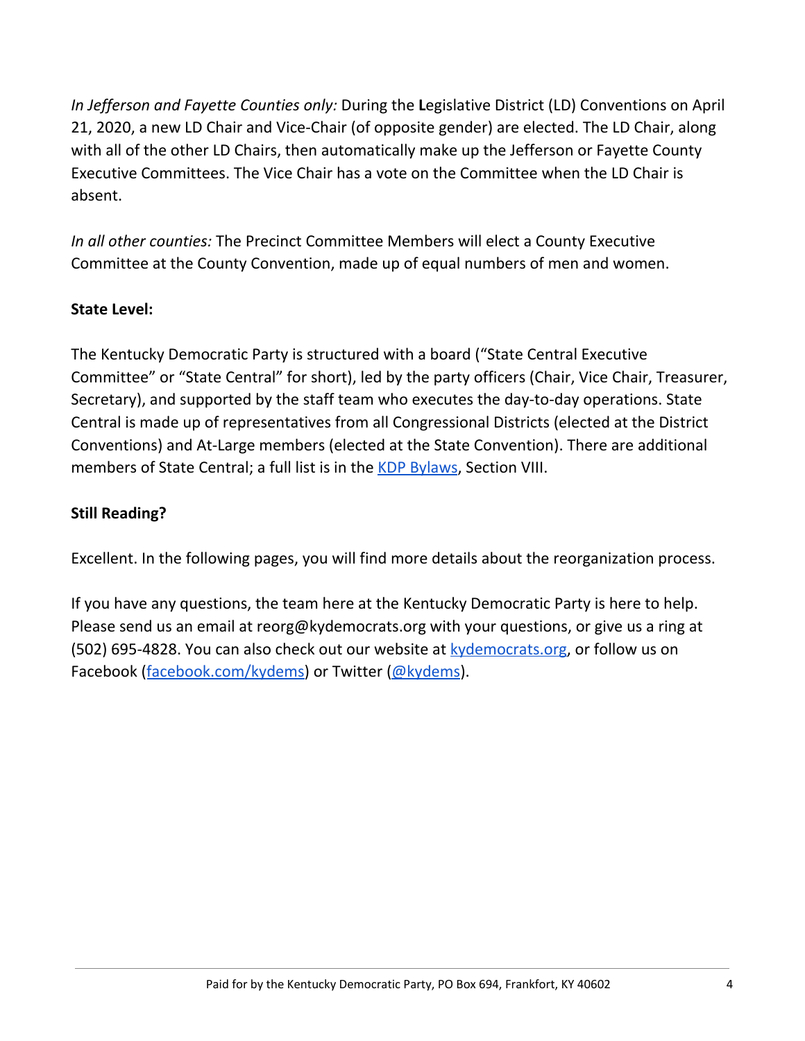*In Jefferson and Fayette Counties only:* During the **L**egislative District (LD) Conventions on April 21, 2020, a new LD Chair and Vice-Chair (of opposite gender) are elected. The LD Chair, along with all of the other LD Chairs, then automatically make up the Jefferson or Fayette County Executive Committees. The Vice Chair has a vote on the Committee when the LD Chair is absent.

*In all other counties:* The Precinct Committee Members will elect a County Executive Committee at the County Convention, made up of equal numbers of men and women.

**State Level:**

The Kentucky Democratic Party is structured with a board ("State Central Executive Committee" or "State Central" for short), led by the party officers (Chair, Vice Chair, Treasurer, Secretary), and supported by the staff team who executes the day-to-day operations. State Central is made up of representatives from all Congressional Districts (elected at the District Conventions) and At-Large members (elected at the State Convention). There are additional members of State Central; a full list is in the KDP Bylaws, Section VIII.

**Still Reading?**

Excellent. In the following pages, you will find more details about the reorganization process.

If you have any questions, the team here at the Kentucky Democratic Party is here to help. Please send us an email at reorg@kydemocrats.org with your questions, or give us a ring at (502) 695-4828. You can also check out our website at kydemocrats.org, or follow us on Facebook (facebook.com/kydems) or Twitter (@kydems).

Paid for by the Kentucky Democratic Party, PO Box 694, Frankfort, KY 40602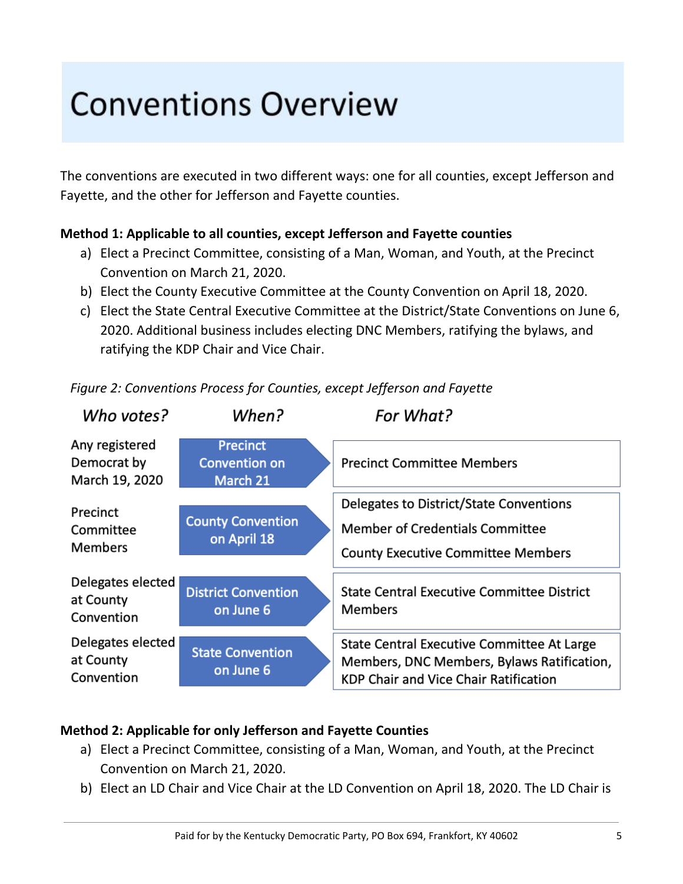# Conventions Overview

The conventions are executed in two different ways: one for all counties, except Jefferson and Fayette, and the other for Jefferson and Fayette counties.

**Method 1: Applicable to all counties, except Jefferson and Fayette counties**

a) Elect a Precinct Committee, consisting of a Man, Woman, and Youth, at the Precinct Convention on March 21, 2020.
b) Elect the County Executive Committee at the County Convention on April 18, 2020.
c) Elect the State Central Executive Committee at the District/State Conventions on June 6, 2020. Additional business includes electing DNC Members, ratifying the bylaws, and ratifying the KDP Chair and Vice Chair.

*Figure 2: Conventions Process for Counties, except Jefferson and Fayette*

| *Who votes?* | *When?* | *For What?* |
|---|---|---|
| Any registered Democrat by March 19, 2020 | Precinct Convention on March 21 | Precinct Committee Members |
| Precinct Committee Members | County Convention on April 18 | Delegates to District/State Conventions<br>Member of Credentials Committee<br>County Executive Committee Members |
| Delegates elected at County Convention | District Convention on June 6 | State Central Executive Committee District Members |
| Delegates elected at County Convention | State Convention on June 6 | State Central Executive Committee At Large Members, DNC Members, Bylaws Ratification, KDP Chair and Vice Chair Ratification |

**Method 2: Applicable for only Jefferson and Fayette Counties**

a) Elect a Precinct Committee, consisting of a Man, Woman, and Youth, at the Precinct Convention on March 21, 2020.
b) Elect an LD Chair and Vice Chair at the LD Convention on April 18, 2020. The LD Chair is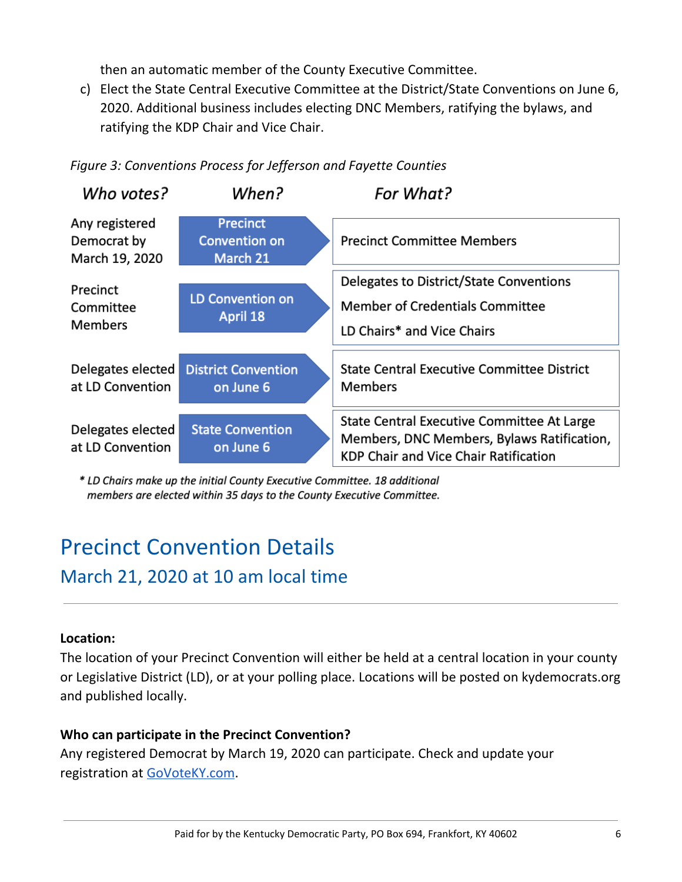then an automatic member of the County Executive Committee.

c) Elect the State Central Executive Committee at the District/State Conventions on June 6, 2020. Additional business includes electing DNC Members, ratifying the bylaws, and ratifying the KDP Chair and Vice Chair.

*Figure 3: Conventions Process for Jefferson and Fayette Counties*

| *Who votes?* | *When?* | *For What?* |
| --- | --- | --- |
| Any registered Democrat by March 19, 2020 | Precinct Convention on March 21 | Precinct Committee Members |
| Precinct Committee Members | LD Convention on April 18 | Delegates to District/State Conventions<br>Member of Credentials Committee<br>LD Chairs* and Vice Chairs |
| Delegates elected at LD Convention | District Convention on June 6 | State Central Executive Committee District Members |
| Delegates elected at LD Convention | State Convention on June 6 | State Central Executive Committee At Large Members, DNC Members, Bylaws Ratification, KDP Chair and Vice Chair Ratification |

*\* LD Chairs make up the initial County Executive Committee. 18 additional members are elected within 35 days to the County Executive Committee.*

# Precinct Convention Details

## March 21, 2020 at 10 am local time

---

**Location:**

The location of your Precinct Convention will either be held at a central location in your county or Legislative District (LD), or at your polling place. Locations will be posted on kydemocrats.org and published locally.

**Who can participate in the Precinct Convention?**

Any registered Democrat by March 19, 2020 can participate. Check and update your registration at [GoVoteKY.com](GoVoteKY.com).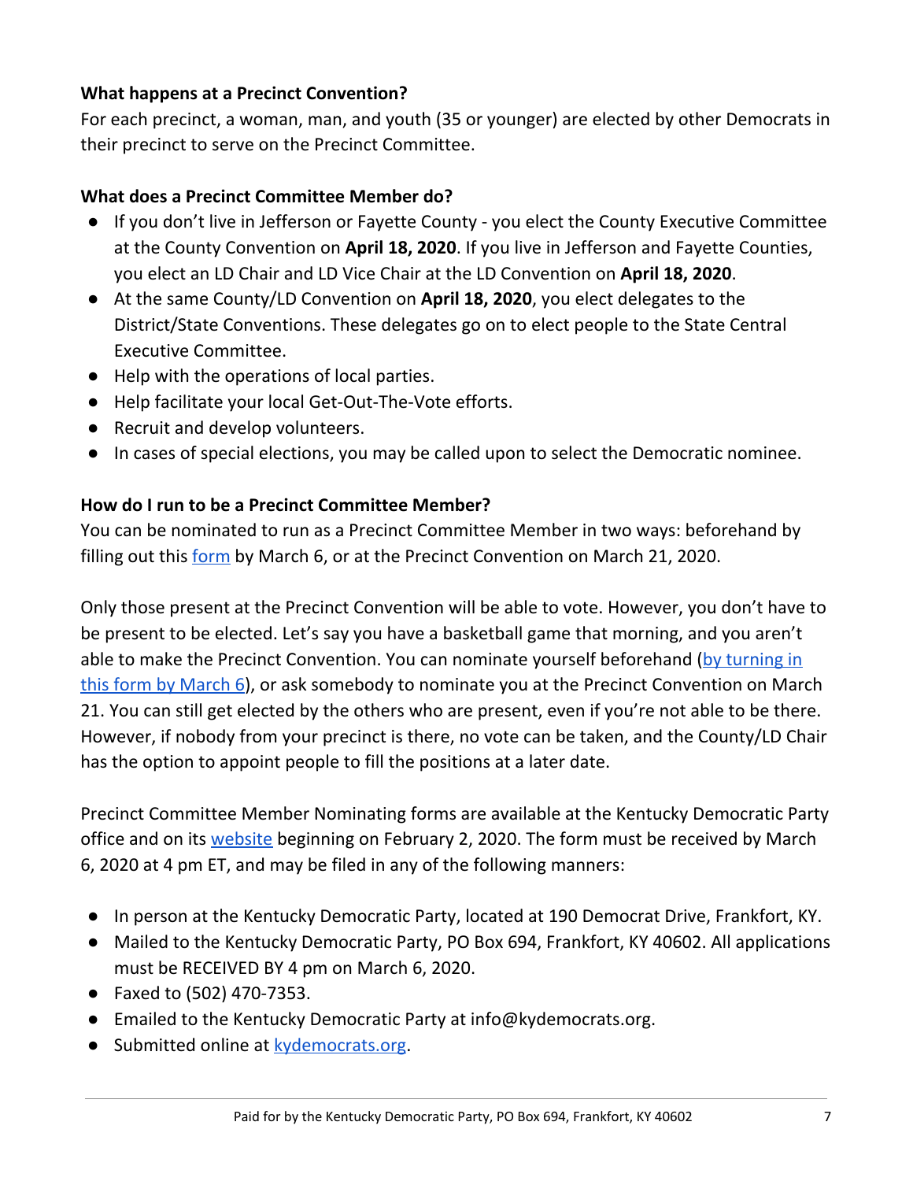**What happens at a Precinct Convention?**

For each precinct, a woman, man, and youth (35 or younger) are elected by other Democrats in their precinct to serve on the Precinct Committee.

**What does a Precinct Committee Member do?**

- If you don't live in Jefferson or Fayette County - you elect the County Executive Committee at the County Convention on **April 18, 2020**. If you live in Jefferson and Fayette Counties, you elect an LD Chair and LD Vice Chair at the LD Convention on **April 18, 2020**.
- At the same County/LD Convention on **April 18, 2020**, you elect delegates to the District/State Conventions. These delegates go on to elect people to the State Central Executive Committee.
- Help with the operations of local parties.
- Help facilitate your local Get-Out-The-Vote efforts.
- Recruit and develop volunteers.
- In cases of special elections, you may be called upon to select the Democratic nominee.

**How do I run to be a Precinct Committee Member?**

You can be nominated to run as a Precinct Committee Member in two ways: beforehand by filling out this form by March 6, or at the Precinct Convention on March 21, 2020.

Only those present at the Precinct Convention will be able to vote. However, you don't have to be present to be elected. Let's say you have a basketball game that morning, and you aren't able to make the Precinct Convention. You can nominate yourself beforehand (by turning in this form by March 6), or ask somebody to nominate you at the Precinct Convention on March 21. You can still get elected by the others who are present, even if you're not able to be there. However, if nobody from your precinct is there, no vote can be taken, and the County/LD Chair has the option to appoint people to fill the positions at a later date.

Precinct Committee Member Nominating forms are available at the Kentucky Democratic Party office and on its website beginning on February 2, 2020. The form must be received by March 6, 2020 at 4 pm ET, and may be filed in any of the following manners:

- In person at the Kentucky Democratic Party, located at 190 Democrat Drive, Frankfort, KY.
- Mailed to the Kentucky Democratic Party, PO Box 694, Frankfort, KY 40602. All applications must be RECEIVED BY 4 pm on March 6, 2020.
- Faxed to (502) 470-7353.
- Emailed to the Kentucky Democratic Party at info@kydemocrats.org.
- Submitted online at kydemocrats.org.

Paid for by the Kentucky Democratic Party, PO Box 694, Frankfort, KY 40602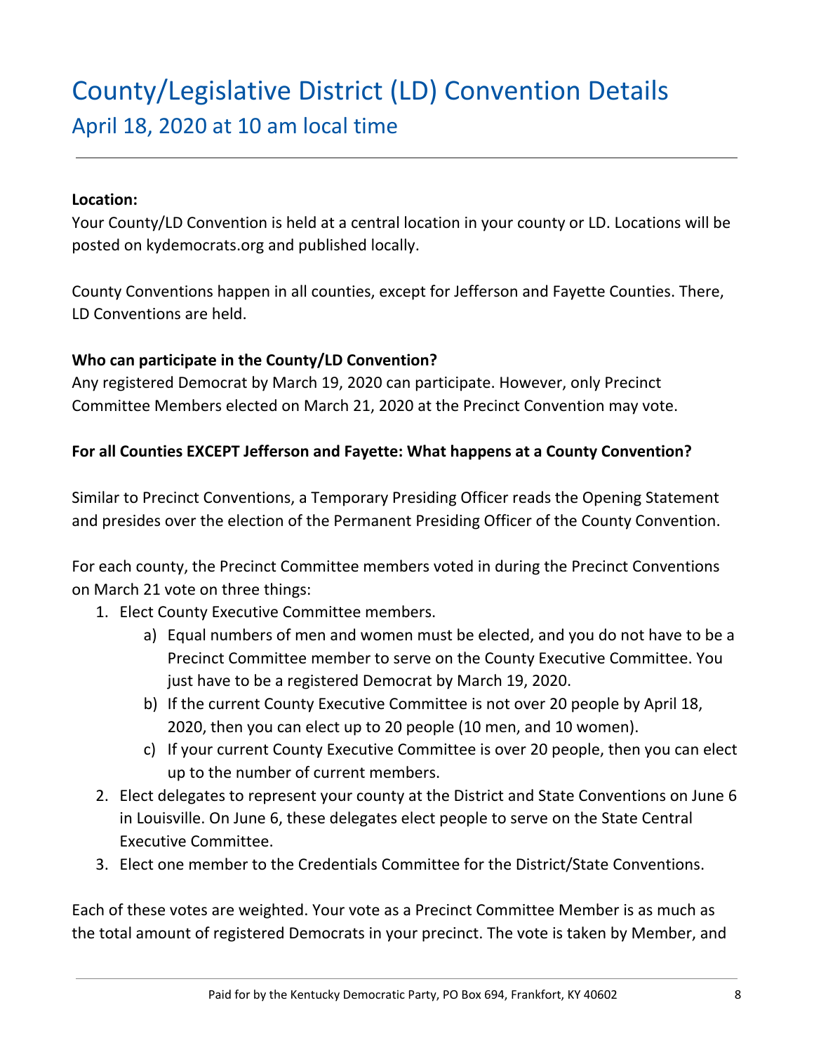# County/Legislative District (LD) Convention Details

## April 18, 2020 at 10 am local time

**Location:**

Your County/LD Convention is held at a central location in your county or LD. Locations will be posted on kydemocrats.org and published locally.

County Conventions happen in all counties, except for Jefferson and Fayette Counties. There, LD Conventions are held.

**Who can participate in the County/LD Convention?**

Any registered Democrat by March 19, 2020 can participate. However, only Precinct Committee Members elected on March 21, 2020 at the Precinct Convention may vote.

**For all Counties EXCEPT Jefferson and Fayette: What happens at a County Convention?**

Similar to Precinct Conventions, a Temporary Presiding Officer reads the Opening Statement and presides over the election of the Permanent Presiding Officer of the County Convention.

For each county, the Precinct Committee members voted in during the Precinct Conventions on March 21 vote on three things:

1. Elect County Executive Committee members.
   a) Equal numbers of men and women must be elected, and you do not have to be a Precinct Committee member to serve on the County Executive Committee. You just have to be a registered Democrat by March 19, 2020.
   b) If the current County Executive Committee is not over 20 people by April 18, 2020, then you can elect up to 20 people (10 men, and 10 women).
   c) If your current County Executive Committee is over 20 people, then you can elect up to the number of current members.
2. Elect delegates to represent your county at the District and State Conventions on June 6 in Louisville. On June 6, these delegates elect people to serve on the State Central Executive Committee.
3. Elect one member to the Credentials Committee for the District/State Conventions.

Each of these votes are weighted. Your vote as a Precinct Committee Member is as much as the total amount of registered Democrats in your precinct. The vote is taken by Member, and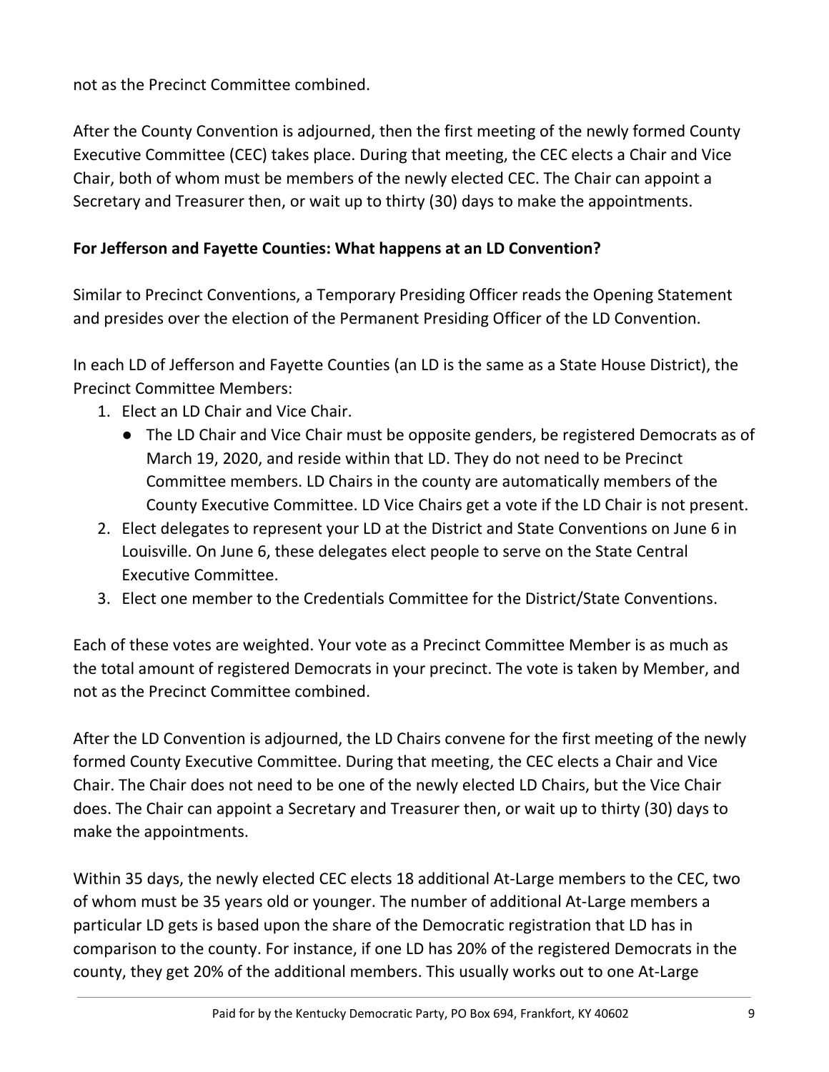not as the Precinct Committee combined.

After the County Convention is adjourned, then the first meeting of the newly formed County Executive Committee (CEC) takes place. During that meeting, the CEC elects a Chair and Vice Chair, both of whom must be members of the newly elected CEC. The Chair can appoint a Secretary and Treasurer then, or wait up to thirty (30) days to make the appointments.

**For Jefferson and Fayette Counties: What happens at an LD Convention?**

Similar to Precinct Conventions, a Temporary Presiding Officer reads the Opening Statement and presides over the election of the Permanent Presiding Officer of the LD Convention.

In each LD of Jefferson and Fayette Counties (an LD is the same as a State House District), the Precinct Committee Members:

1. Elect an LD Chair and Vice Chair.
   - The LD Chair and Vice Chair must be opposite genders, be registered Democrats as of March 19, 2020, and reside within that LD. They do not need to be Precinct Committee members. LD Chairs in the county are automatically members of the County Executive Committee. LD Vice Chairs get a vote if the LD Chair is not present.
2. Elect delegates to represent your LD at the District and State Conventions on June 6 in Louisville. On June 6, these delegates elect people to serve on the State Central Executive Committee.
3. Elect one member to the Credentials Committee for the District/State Conventions.

Each of these votes are weighted. Your vote as a Precinct Committee Member is as much as the total amount of registered Democrats in your precinct. The vote is taken by Member, and not as the Precinct Committee combined.

After the LD Convention is adjourned, the LD Chairs convene for the first meeting of the newly formed County Executive Committee. During that meeting, the CEC elects a Chair and Vice Chair. The Chair does not need to be one of the newly elected LD Chairs, but the Vice Chair does. The Chair can appoint a Secretary and Treasurer then, or wait up to thirty (30) days to make the appointments.

Within 35 days, the newly elected CEC elects 18 additional At-Large members to the CEC, two of whom must be 35 years old or younger. The number of additional At-Large members a particular LD gets is based upon the share of the Democratic registration that LD has in comparison to the county. For instance, if one LD has 20% of the registered Democrats in the county, they get 20% of the additional members. This usually works out to one At-Large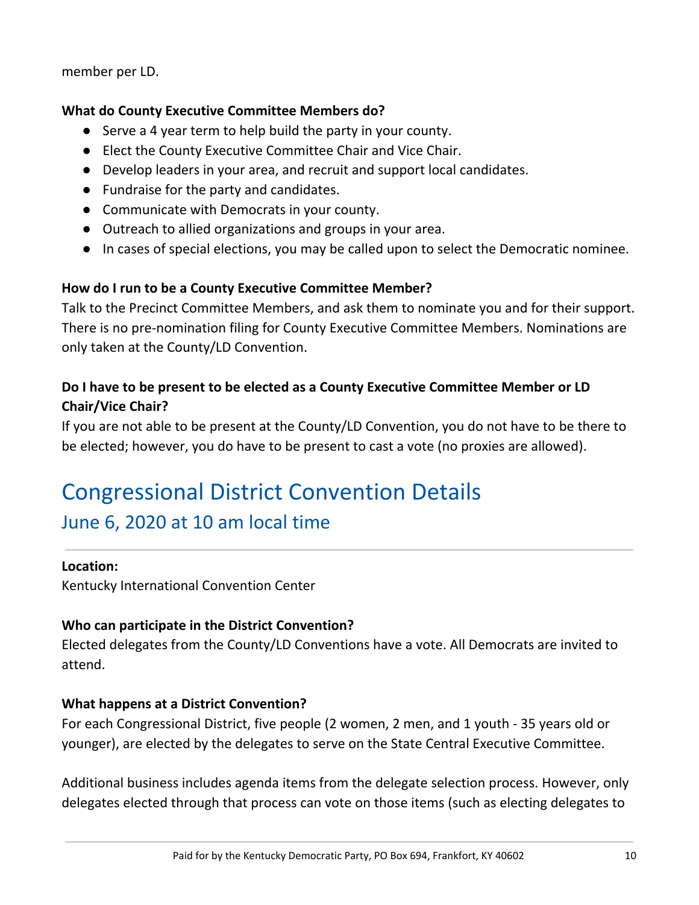member per LD.

**What do County Executive Committee Members do?**

- Serve a 4 year term to help build the party in your county.
- Elect the County Executive Committee Chair and Vice Chair.
- Develop leaders in your area, and recruit and support local candidates.
- Fundraise for the party and candidates.
- Communicate with Democrats in your county.
- Outreach to allied organizations and groups in your area.
- In cases of special elections, you may be called upon to select the Democratic nominee.

**How do I run to be a County Executive Committee Member?**

Talk to the Precinct Committee Members, and ask them to nominate you and for their support. There is no pre-nomination filing for County Executive Committee Members. Nominations are only taken at the County/LD Convention.

**Do I have to be present to be elected as a County Executive Committee Member or LD Chair/Vice Chair?**

If you are not able to be present at the County/LD Convention, you do not have to be there to be elected; however, you do have to be present to cast a vote (no proxies are allowed).

# Congressional District Convention Details

## June 6, 2020 at 10 am local time

**Location:**

Kentucky International Convention Center

**Who can participate in the District Convention?**

Elected delegates from the County/LD Conventions have a vote. All Democrats are invited to attend.

**What happens at a District Convention?**

For each Congressional District, five people (2 women, 2 men, and 1 youth - 35 years old or younger), are elected by the delegates to serve on the State Central Executive Committee.

Additional business includes agenda items from the delegate selection process. However, only delegates elected through that process can vote on those items (such as electing delegates to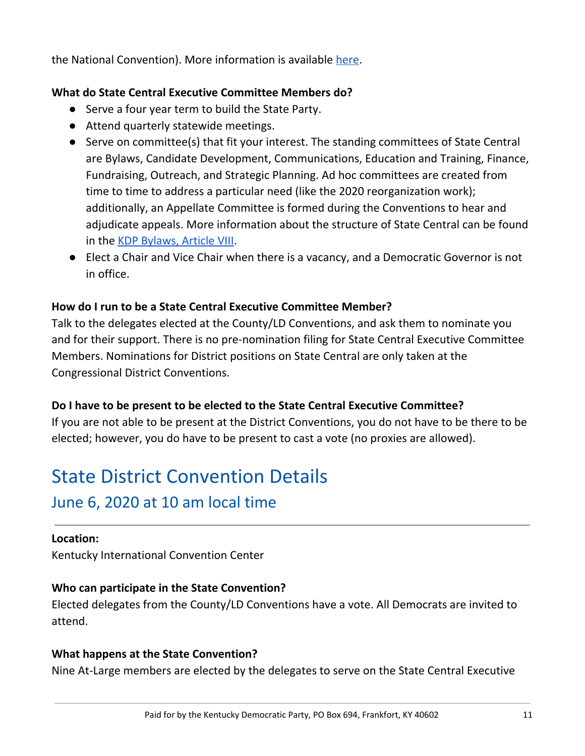the National Convention). More information is available here.

**What do State Central Executive Committee Members do?**

- Serve a four year term to build the State Party.
- Attend quarterly statewide meetings.
- Serve on committee(s) that fit your interest. The standing committees of State Central are Bylaws, Candidate Development, Communications, Education and Training, Finance, Fundraising, Outreach, and Strategic Planning. Ad hoc committees are created from time to time to address a particular need (like the 2020 reorganization work); additionally, an Appellate Committee is formed during the Conventions to hear and adjudicate appeals. More information about the structure of State Central can be found in the KDP Bylaws, Article VIII.
- Elect a Chair and Vice Chair when there is a vacancy, and a Democratic Governor is not in office.

**How do I run to be a State Central Executive Committee Member?**

Talk to the delegates elected at the County/LD Conventions, and ask them to nominate you and for their support. There is no pre-nomination filing for State Central Executive Committee Members. Nominations for District positions on State Central are only taken at the Congressional District Conventions.

**Do I have to be present to be elected to the State Central Executive Committee?**

If you are not able to be present at the District Conventions, you do not have to be there to be elected; however, you do have to be present to cast a vote (no proxies are allowed).

# State District Convention Details

## June 6, 2020 at 10 am local time

**Location:**

Kentucky International Convention Center

**Who can participate in the State Convention?**

Elected delegates from the County/LD Conventions have a vote. All Democrats are invited to attend.

**What happens at the State Convention?**

Nine At-Large members are elected by the delegates to serve on the State Central Executive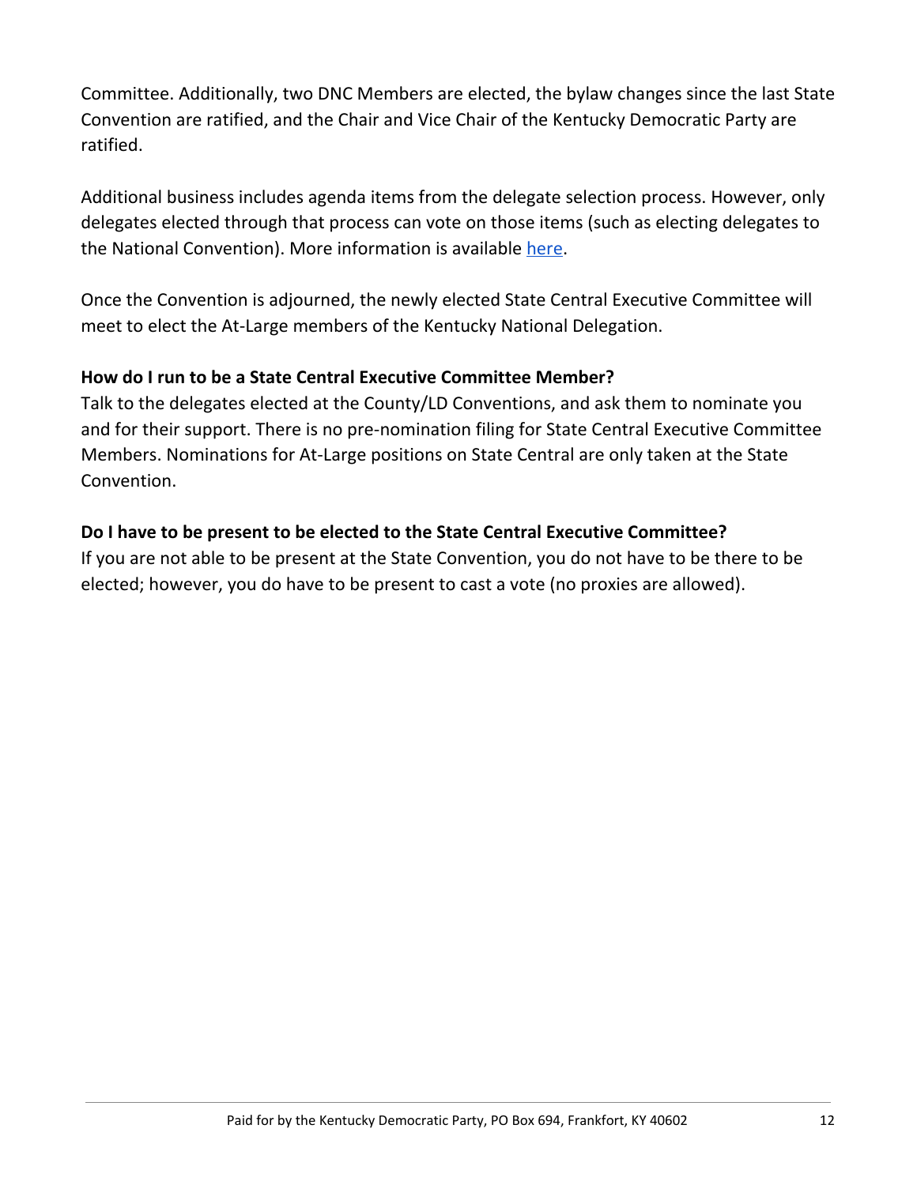Committee. Additionally, two DNC Members are elected, the bylaw changes since the last State Convention are ratified, and the Chair and Vice Chair of the Kentucky Democratic Party are ratified.

Additional business includes agenda items from the delegate selection process. However, only delegates elected through that process can vote on those items (such as electing delegates to the National Convention). More information is available here.

Once the Convention is adjourned, the newly elected State Central Executive Committee will meet to elect the At-Large members of the Kentucky National Delegation.

**How do I run to be a State Central Executive Committee Member?**

Talk to the delegates elected at the County/LD Conventions, and ask them to nominate you and for their support. There is no pre-nomination filing for State Central Executive Committee Members. Nominations for At-Large positions on State Central are only taken at the State Convention.

**Do I have to be present to be elected to the State Central Executive Committee?**

If you are not able to be present at the State Convention, you do not have to be there to be elected; however, you do have to be present to cast a vote (no proxies are allowed).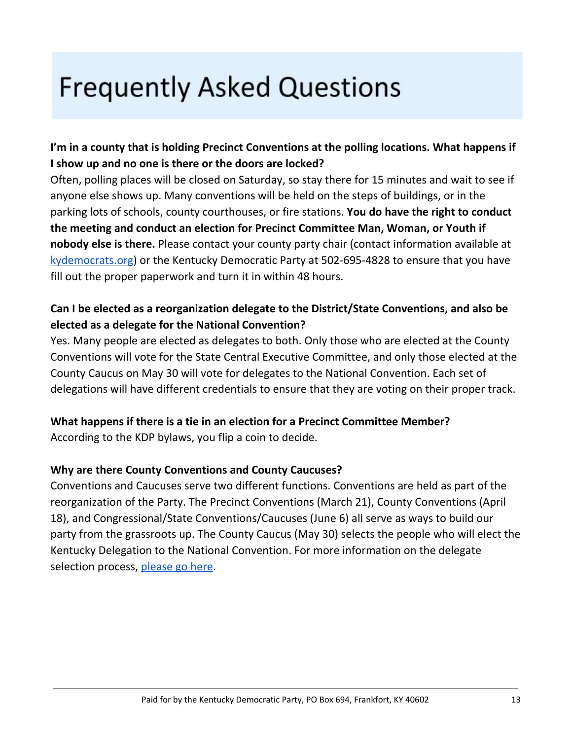# Frequently Asked Questions

**I'm in a county that is holding Precinct Conventions at the polling locations. What happens if I show up and no one is there or the doors are locked?**

Often, polling places will be closed on Saturday, so stay there for 15 minutes and wait to see if anyone else shows up. Many conventions will be held on the steps of buildings, or in the parking lots of schools, county courthouses, or fire stations. **You do have the right to conduct the meeting and conduct an election for Precinct Committee Man, Woman, or Youth if nobody else is there.** Please contact your county party chair (contact information available at [kydemocrats.org](kydemocrats.org)) or the Kentucky Democratic Party at 502-695-4828 to ensure that you have fill out the proper paperwork and turn it in within 48 hours.

**Can I be elected as a reorganization delegate to the District/State Conventions, and also be elected as a delegate for the National Convention?**

Yes. Many people are elected as delegates to both. Only those who are elected at the County Conventions will vote for the State Central Executive Committee, and only those elected at the County Caucus on May 30 will vote for delegates to the National Convention. Each set of delegations will have different credentials to ensure that they are voting on their proper track.

**What happens if there is a tie in an election for a Precinct Committee Member?**

According to the KDP bylaws, you flip a coin to decide.

**Why are there County Conventions and County Caucuses?**

Conventions and Caucuses serve two different functions. Conventions are held as part of the reorganization of the Party. The Precinct Conventions (March 21), County Conventions (April 18), and Congressional/State Conventions/Caucuses (June 6) all serve as ways to build our party from the grassroots up. The County Caucus (May 30) selects the people who will elect the Kentucky Delegation to the National Convention. For more information on the delegate selection process, please go here.

Paid for by the Kentucky Democratic Party, PO Box 694, Frankfort, KY 40602